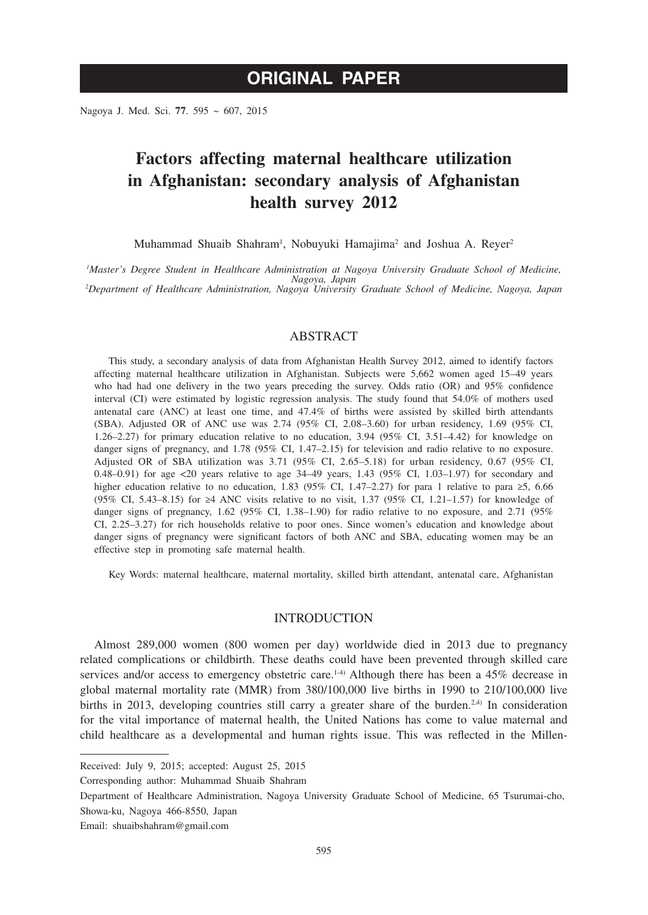# ORIGINAL PAPER

# Factors affecting maternal healthcare utilization in Afghanistan: secondary analysis of Afghanistan health survey 2012

Muhammad Shuaib Shahram[1], Nobuyuki Hamajima[2] and Joshua A. Reyer[2]

*[1]Master's Degree Student in Healthcare Administration at Nagoya University Graduate School of Medicine, Nagoya, Japan*
*[2]Department of Healthcare Administration, Nagoya University Graduate School of Medicine, Nagoya, Japan*

## ABSTRACT

This study, a secondary analysis of data from Afghanistan Health Survey 2012, aimed to identify factors affecting maternal healthcare utilization in Afghanistan. Subjects were 5,662 women aged 15–49 years who had had one delivery in the two years preceding the survey. Odds ratio (OR) and 95% confidence interval (CI) were estimated by logistic regression analysis. The study found that 54.0% of mothers used antenatal care (ANC) at least one time, and 47.4% of births were assisted by skilled birth attendants (SBA). Adjusted OR of ANC use was 2.74 (95% CI, 2.08–3.60) for urban residency, 1.69 (95% CI, 1.26–2.27) for primary education relative to no education, 3.94 (95% CI, 3.51–4.42) for knowledge on danger signs of pregnancy, and 1.78 (95% CI, 1.47–2.15) for television and radio relative to no exposure. Adjusted OR of SBA utilization was 3.71 (95% CI, 2.65–5.18) for urban residency, 0.67 (95% CI, 0.48–0.91) for age <20 years relative to age 34–49 years, 1.43 (95% CI, 1.03–1.97) for secondary and higher education relative to no education, 1.83 (95% CI, 1.47–2.27) for para 1 relative to para ≥5, 6.66 (95% CI, 5.43–8.15) for ≥4 ANC visits relative to no visit, 1.37 (95% CI, 1.21–1.57) for knowledge of danger signs of pregnancy, 1.62 (95% CI, 1.38–1.90) for radio relative to no exposure, and 2.71 (95% CI, 2.25–3.27) for rich households relative to poor ones. Since women's education and knowledge about danger signs of pregnancy were significant factors of both ANC and SBA, educating women may be an effective step in promoting safe maternal health.

Key Words: maternal healthcare, maternal mortality, skilled birth attendant, antenatal care, Afghanistan

## INTRODUCTION

Almost 289,000 women (800 women per day) worldwide died in 2013 due to pregnancy related complications or childbirth. These deaths could have been prevented through skilled care services and/or access to emergency obstetric care.[1-4] Although there has been a 45% decrease in global maternal mortality rate (MMR) from 380/100,000 live births in 1990 to 210/100,000 live births in 2013, developing countries still carry a greater share of the burden.[2,4] In consideration for the vital importance of maternal health, the United Nations has come to value maternal and child healthcare as a developmental and human rights issue. This was reflected in the Millen-

---

Received: July 9, 2015; accepted: August 25, 2015

Corresponding author: Muhammad Shuaib Shahram

Department of Healthcare Administration, Nagoya University Graduate School of Medicine, 65 Tsurumai-cho, Showa-ku, Nagoya 466-8550, Japan

Email: shuaibshahram@gmail.com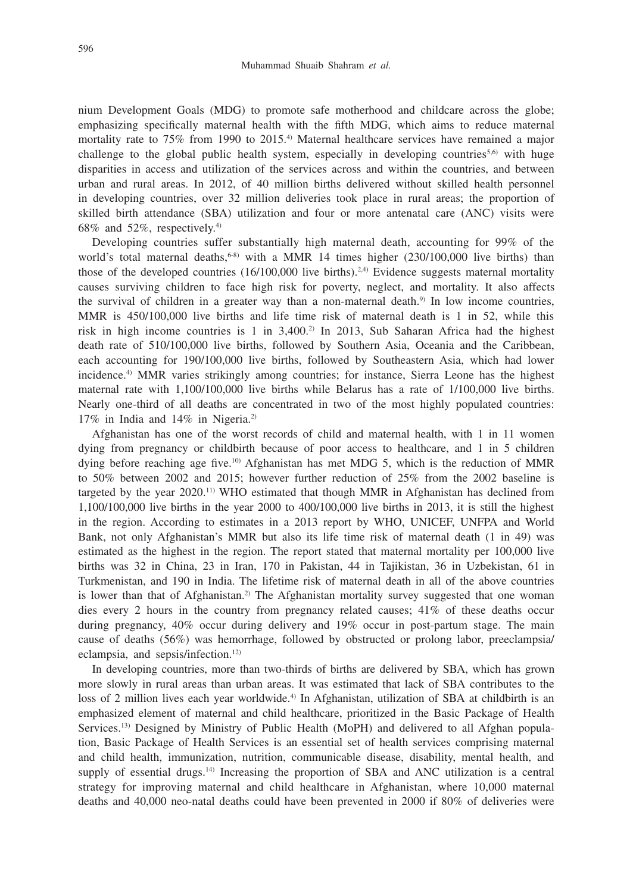nium Development Goals (MDG) to promote safe motherhood and childcare across the globe; emphasizing specifically maternal health with the fifth MDG, which aims to reduce maternal mortality rate to 75% from 1990 to 2015.[4] Maternal healthcare services have remained a major challenge to the global public health system, especially in developing countries[5,6] with huge disparities in access and utilization of the services across and within the countries, and between urban and rural areas. In 2012, of 40 million births delivered without skilled health personnel in developing countries, over 32 million deliveries took place in rural areas; the proportion of skilled birth attendance (SBA) utilization and four or more antenatal care (ANC) visits were 68% and 52%, respectively.[4]

Developing countries suffer substantially high maternal death, accounting for 99% of the world's total maternal deaths,[6-8] with a MMR 14 times higher (230/100,000 live births) than those of the developed countries (16/100,000 live births).[2,4] Evidence suggests maternal mortality causes surviving children to face high risk for poverty, neglect, and mortality. It also affects the survival of children in a greater way than a non-maternal death.[9] In low income countries, MMR is 450/100,000 live births and life time risk of maternal death is 1 in 52, while this risk in high income countries is 1 in 3,400.[2] In 2013, Sub Saharan Africa had the highest death rate of 510/100,000 live births, followed by Southern Asia, Oceania and the Caribbean, each accounting for 190/100,000 live births, followed by Southeastern Asia, which had lower incidence.[4] MMR varies strikingly among countries; for instance, Sierra Leone has the highest maternal rate with 1,100/100,000 live births while Belarus has a rate of 1/100,000 live births. Nearly one-third of all deaths are concentrated in two of the most highly populated countries: 17% in India and 14% in Nigeria.[2]

Afghanistan has one of the worst records of child and maternal health, with 1 in 11 women dying from pregnancy or childbirth because of poor access to healthcare, and 1 in 5 children dying before reaching age five.[10] Afghanistan has met MDG 5, which is the reduction of MMR to 50% between 2002 and 2015; however further reduction of 25% from the 2002 baseline is targeted by the year 2020.[11] WHO estimated that though MMR in Afghanistan has declined from 1,100/100,000 live births in the year 2000 to 400/100,000 live births in 2013, it is still the highest in the region. According to estimates in a 2013 report by WHO, UNICEF, UNFPA and World Bank, not only Afghanistan's MMR but also its life time risk of maternal death (1 in 49) was estimated as the highest in the region. The report stated that maternal mortality per 100,000 live births was 32 in China, 23 in Iran, 170 in Pakistan, 44 in Tajikistan, 36 in Uzbekistan, 61 in Turkmenistan, and 190 in India. The lifetime risk of maternal death in all of the above countries is lower than that of Afghanistan.[2] The Afghanistan mortality survey suggested that one woman dies every 2 hours in the country from pregnancy related causes; 41% of these deaths occur during pregnancy, 40% occur during delivery and 19% occur in post-partum stage. The main cause of deaths (56%) was hemorrhage, followed by obstructed or prolong labor, preeclampsia/eclampsia, and sepsis/infection.[12]

In developing countries, more than two-thirds of births are delivered by SBA, which has grown more slowly in rural areas than urban areas. It was estimated that lack of SBA contributes to the loss of 2 million lives each year worldwide.[4] In Afghanistan, utilization of SBA at childbirth is an emphasized element of maternal and child healthcare, prioritized in the Basic Package of Health Services.[13] Designed by Ministry of Public Health (MoPH) and delivered to all Afghan population, Basic Package of Health Services is an essential set of health services comprising maternal and child health, immunization, nutrition, communicable disease, disability, mental health, and supply of essential drugs.[14] Increasing the proportion of SBA and ANC utilization is a central strategy for improving maternal and child healthcare in Afghanistan, where 10,000 maternal deaths and 40,000 neo-natal deaths could have been prevented in 2000 if 80% of deliveries were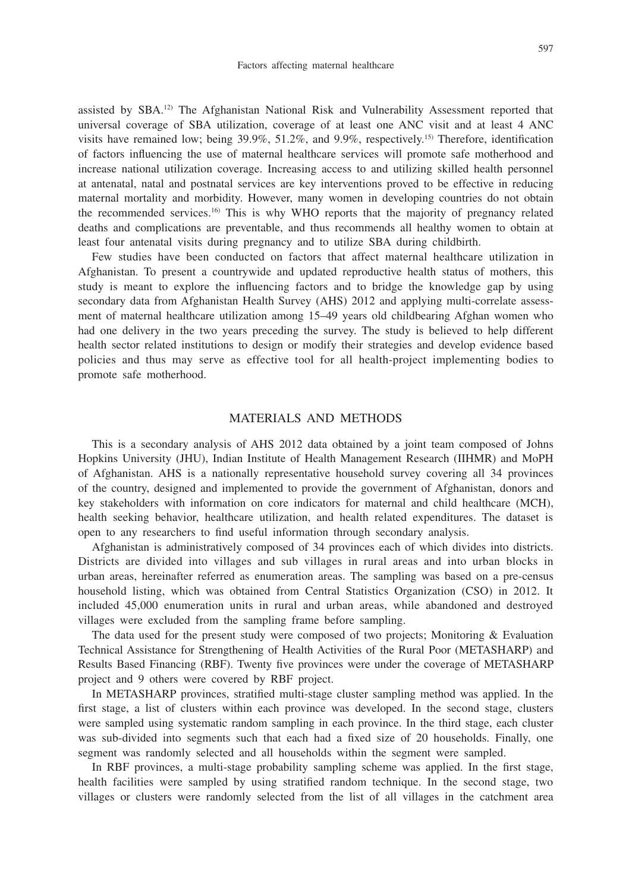assisted by SBA.[12] The Afghanistan National Risk and Vulnerability Assessment reported that universal coverage of SBA utilization, coverage of at least one ANC visit and at least 4 ANC visits have remained low; being 39.9%, 51.2%, and 9.9%, respectively.[15] Therefore, identification of factors influencing the use of maternal healthcare services will promote safe motherhood and increase national utilization coverage. Increasing access to and utilizing skilled health personnel at antenatal, natal and postnatal services are key interventions proved to be effective in reducing maternal mortality and morbidity. However, many women in developing countries do not obtain the recommended services.[16] This is why WHO reports that the majority of pregnancy related deaths and complications are preventable, and thus recommends all healthy women to obtain at least four antenatal visits during pregnancy and to utilize SBA during childbirth.

Few studies have been conducted on factors that affect maternal healthcare utilization in Afghanistan. To present a countrywide and updated reproductive health status of mothers, this study is meant to explore the influencing factors and to bridge the knowledge gap by using secondary data from Afghanistan Health Survey (AHS) 2012 and applying multi-correlate assessment of maternal healthcare utilization among 15–49 years old childbearing Afghan women who had one delivery in the two years preceding the survey. The study is believed to help different health sector related institutions to design or modify their strategies and develop evidence based policies and thus may serve as effective tool for all health-project implementing bodies to promote safe motherhood.

## MATERIALS AND METHODS

This is a secondary analysis of AHS 2012 data obtained by a joint team composed of Johns Hopkins University (JHU), Indian Institute of Health Management Research (IIHMR) and MoPH of Afghanistan. AHS is a nationally representative household survey covering all 34 provinces of the country, designed and implemented to provide the government of Afghanistan, donors and key stakeholders with information on core indicators for maternal and child healthcare (MCH), health seeking behavior, healthcare utilization, and health related expenditures. The dataset is open to any researchers to find useful information through secondary analysis.

Afghanistan is administratively composed of 34 provinces each of which divides into districts. Districts are divided into villages and sub villages in rural areas and into urban blocks in urban areas, hereinafter referred as enumeration areas. The sampling was based on a pre-census household listing, which was obtained from Central Statistics Organization (CSO) in 2012. It included 45,000 enumeration units in rural and urban areas, while abandoned and destroyed villages were excluded from the sampling frame before sampling.

The data used for the present study were composed of two projects; Monitoring & Evaluation Technical Assistance for Strengthening of Health Activities of the Rural Poor (METASHARP) and Results Based Financing (RBF). Twenty five provinces were under the coverage of METASHARP project and 9 others were covered by RBF project.

In METASHARP provinces, stratified multi-stage cluster sampling method was applied. In the first stage, a list of clusters within each province was developed. In the second stage, clusters were sampled using systematic random sampling in each province. In the third stage, each cluster was sub-divided into segments such that each had a fixed size of 20 households. Finally, one segment was randomly selected and all households within the segment were sampled.

In RBF provinces, a multi-stage probability sampling scheme was applied. In the first stage, health facilities were sampled by using stratified random technique. In the second stage, two villages or clusters were randomly selected from the list of all villages in the catchment area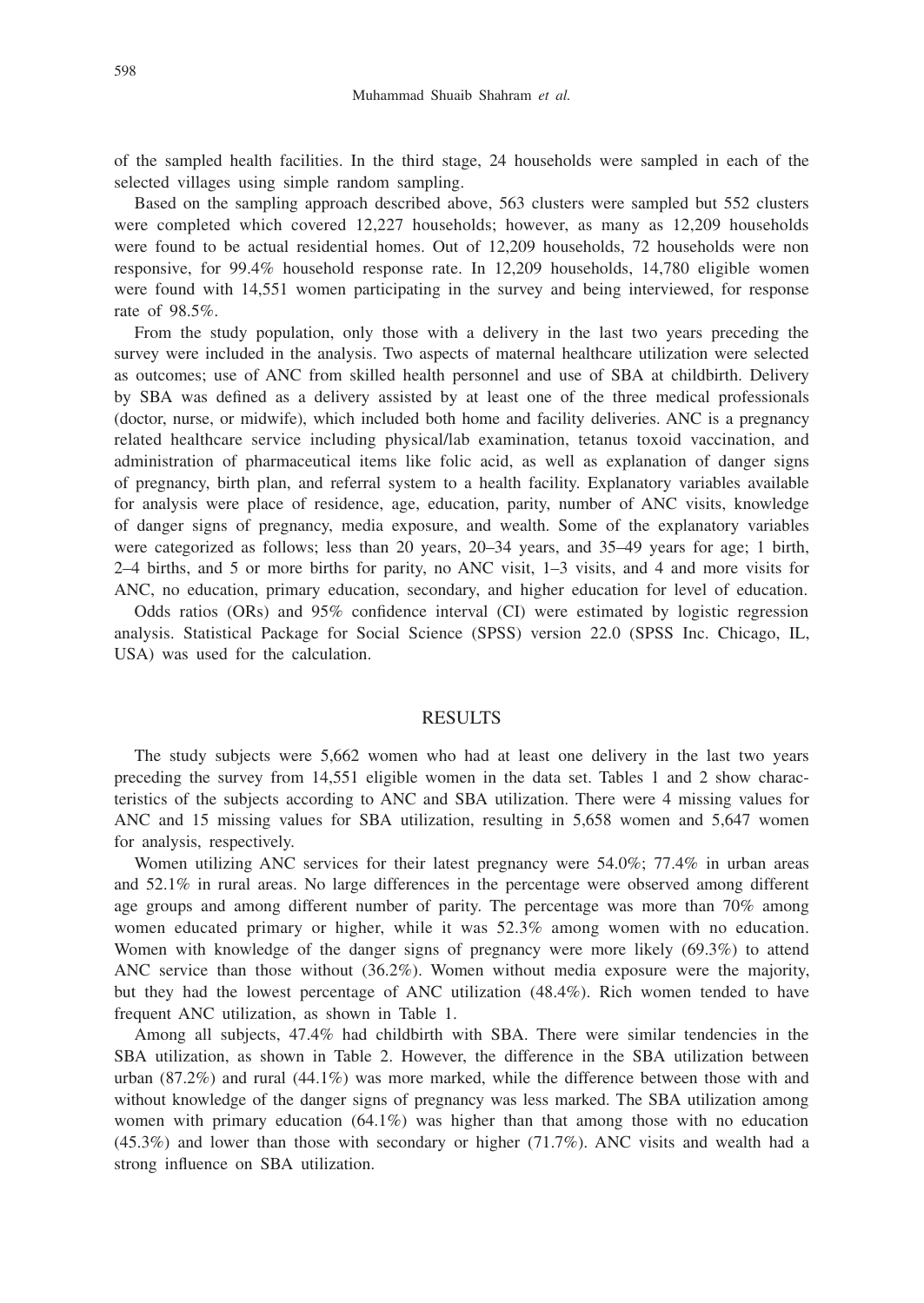of the sampled health facilities. In the third stage, 24 households were sampled in each of the selected villages using simple random sampling.

Based on the sampling approach described above, 563 clusters were sampled but 552 clusters were completed which covered 12,227 households; however, as many as 12,209 households were found to be actual residential homes. Out of 12,209 households, 72 households were non responsive, for 99.4% household response rate. In 12,209 households, 14,780 eligible women were found with 14,551 women participating in the survey and being interviewed, for response rate of 98.5%.

From the study population, only those with a delivery in the last two years preceding the survey were included in the analysis. Two aspects of maternal healthcare utilization were selected as outcomes; use of ANC from skilled health personnel and use of SBA at childbirth. Delivery by SBA was defined as a delivery assisted by at least one of the three medical professionals (doctor, nurse, or midwife), which included both home and facility deliveries. ANC is a pregnancy related healthcare service including physical/lab examination, tetanus toxoid vaccination, and administration of pharmaceutical items like folic acid, as well as explanation of danger signs of pregnancy, birth plan, and referral system to a health facility. Explanatory variables available for analysis were place of residence, age, education, parity, number of ANC visits, knowledge of danger signs of pregnancy, media exposure, and wealth. Some of the explanatory variables were categorized as follows; less than 20 years, 20–34 years, and 35–49 years for age; 1 birth, 2–4 births, and 5 or more births for parity, no ANC visit, 1–3 visits, and 4 and more visits for ANC, no education, primary education, secondary, and higher education for level of education.

Odds ratios (ORs) and 95% confidence interval (CI) were estimated by logistic regression analysis. Statistical Package for Social Science (SPSS) version 22.0 (SPSS Inc. Chicago, IL, USA) was used for the calculation.

## RESULTS

The study subjects were 5,662 women who had at least one delivery in the last two years preceding the survey from 14,551 eligible women in the data set. Tables 1 and 2 show characteristics of the subjects according to ANC and SBA utilization. There were 4 missing values for ANC and 15 missing values for SBA utilization, resulting in 5,658 women and 5,647 women for analysis, respectively.

Women utilizing ANC services for their latest pregnancy were 54.0%; 77.4% in urban areas and 52.1% in rural areas. No large differences in the percentage were observed among different age groups and among different number of parity. The percentage was more than 70% among women educated primary or higher, while it was 52.3% among women with no education. Women with knowledge of the danger signs of pregnancy were more likely (69.3%) to attend ANC service than those without (36.2%). Women without media exposure were the majority, but they had the lowest percentage of ANC utilization (48.4%). Rich women tended to have frequent ANC utilization, as shown in Table 1.

Among all subjects, 47.4% had childbirth with SBA. There were similar tendencies in the SBA utilization, as shown in Table 2. However, the difference in the SBA utilization between urban (87.2%) and rural (44.1%) was more marked, while the difference between those with and without knowledge of the danger signs of pregnancy was less marked. The SBA utilization among women with primary education (64.1%) was higher than that among those with no education (45.3%) and lower than those with secondary or higher (71.7%). ANC visits and wealth had a strong influence on SBA utilization.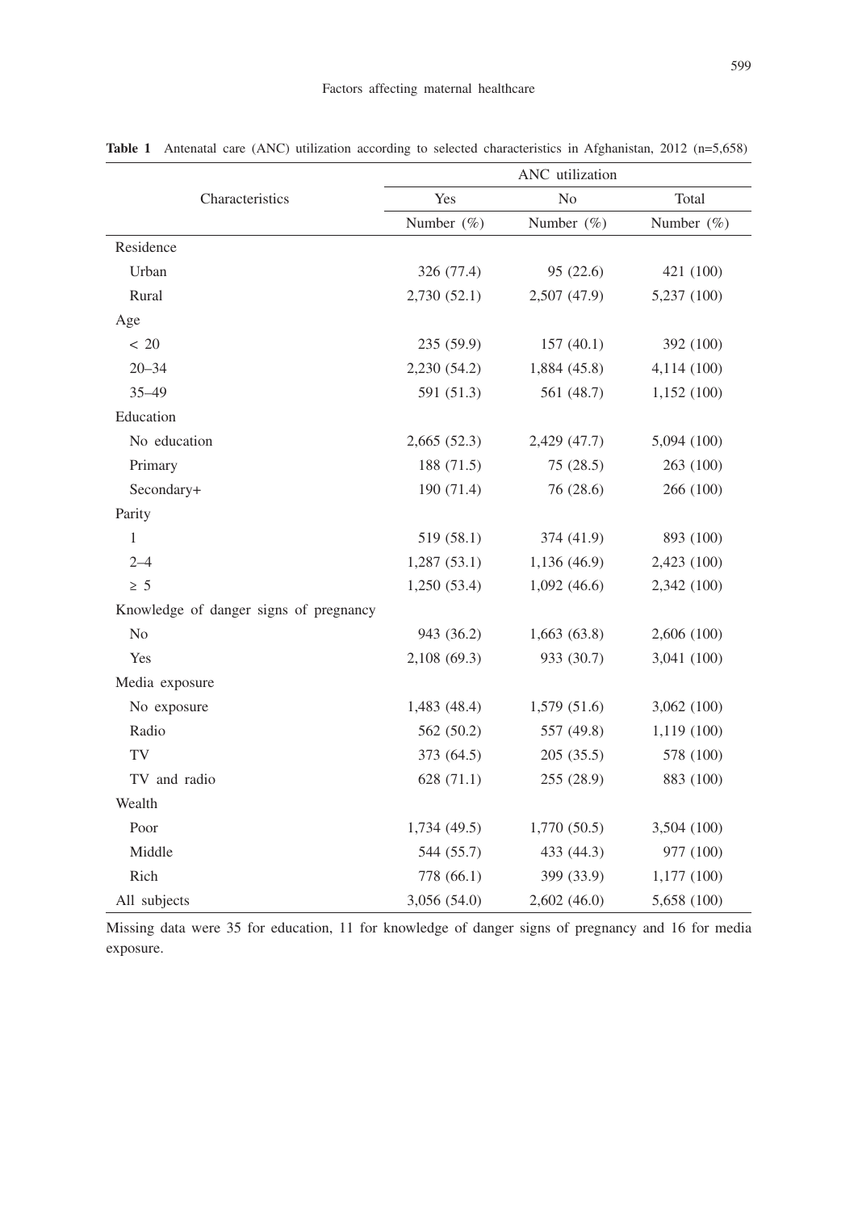**Table 1** Antenatal care (ANC) utilization according to selected characteristics in Afghanistan, 2012 (n=5,658)

| Characteristics | ANC utilization | | |
|---|---|---|---|
| | Yes | No | Total |
| | Number (%) | Number (%) | Number (%) |
| Residence | | | |
| Urban | 326 (77.4) | 95 (22.6) | 421 (100) |
| Rural | 2,730 (52.1) | 2,507 (47.9) | 5,237 (100) |
| Age | | | |
| < 20 | 235 (59.9) | 157 (40.1) | 392 (100) |
| 20–34 | 2,230 (54.2) | 1,884 (45.8) | 4,114 (100) |
| 35–49 | 591 (51.3) | 561 (48.7) | 1,152 (100) |
| Education | | | |
| No education | 2,665 (52.3) | 2,429 (47.7) | 5,094 (100) |
| Primary | 188 (71.5) | 75 (28.5) | 263 (100) |
| Secondary+ | 190 (71.4) | 76 (28.6) | 266 (100) |
| Parity | | | |
| 1 | 519 (58.1) | 374 (41.9) | 893 (100) |
| 2–4 | 1,287 (53.1) | 1,136 (46.9) | 2,423 (100) |
| ≥ 5 | 1,250 (53.4) | 1,092 (46.6) | 2,342 (100) |
| Knowledge of danger signs of pregnancy | | | |
| No | 943 (36.2) | 1,663 (63.8) | 2,606 (100) |
| Yes | 2,108 (69.3) | 933 (30.7) | 3,041 (100) |
| Media exposure | | | |
| No exposure | 1,483 (48.4) | 1,579 (51.6) | 3,062 (100) |
| Radio | 562 (50.2) | 557 (49.8) | 1,119 (100) |
| TV | 373 (64.5) | 205 (35.5) | 578 (100) |
| TV and radio | 628 (71.1) | 255 (28.9) | 883 (100) |
| Wealth | | | |
| Poor | 1,734 (49.5) | 1,770 (50.5) | 3,504 (100) |
| Middle | 544 (55.7) | 433 (44.3) | 977 (100) |
| Rich | 778 (66.1) | 399 (33.9) | 1,177 (100) |
| All subjects | 3,056 (54.0) | 2,602 (46.0) | 5,658 (100) |

Missing data were 35 for education, 11 for knowledge of danger signs of pregnancy and 16 for media exposure.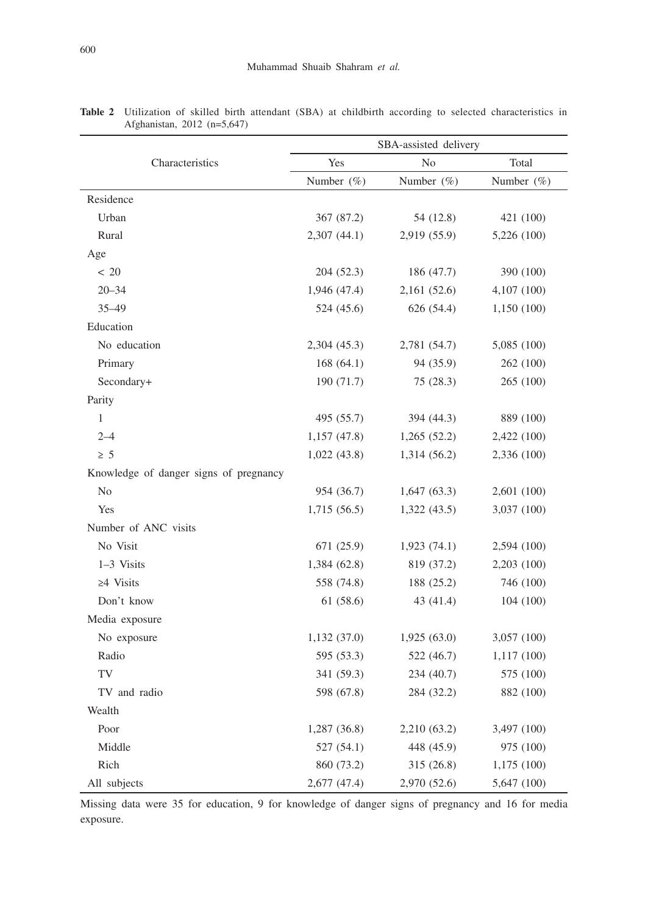**Table 2** Utilization of skilled birth attendant (SBA) at childbirth according to selected characteristics in Afghanistan, 2012 (n=5,647)

| Characteristics | SBA-assisted delivery | | |
|---|---|---|---|
| | Yes | No | Total |
| | Number (%) | Number (%) | Number (%) |
| Residence | | | |
| Urban | 367 (87.2) | 54 (12.8) | 421 (100) |
| Rural | 2,307 (44.1) | 2,919 (55.9) | 5,226 (100) |
| Age | | | |
| < 20 | 204 (52.3) | 186 (47.7) | 390 (100) |
| 20–34 | 1,946 (47.4) | 2,161 (52.6) | 4,107 (100) |
| 35–49 | 524 (45.6) | 626 (54.4) | 1,150 (100) |
| Education | | | |
| No education | 2,304 (45.3) | 2,781 (54.7) | 5,085 (100) |
| Primary | 168 (64.1) | 94 (35.9) | 262 (100) |
| Secondary+ | 190 (71.7) | 75 (28.3) | 265 (100) |
| Parity | | | |
| 1 | 495 (55.7) | 394 (44.3) | 889 (100) |
| 2–4 | 1,157 (47.8) | 1,265 (52.2) | 2,422 (100) |
| ≥ 5 | 1,022 (43.8) | 1,314 (56.2) | 2,336 (100) |
| Knowledge of danger signs of pregnancy | | | |
| No | 954 (36.7) | 1,647 (63.3) | 2,601 (100) |
| Yes | 1,715 (56.5) | 1,322 (43.5) | 3,037 (100) |
| Number of ANC visits | | | |
| No Visit | 671 (25.9) | 1,923 (74.1) | 2,594 (100) |
| 1–3 Visits | 1,384 (62.8) | 819 (37.2) | 2,203 (100) |
| ≥4 Visits | 558 (74.8) | 188 (25.2) | 746 (100) |
| Don't know | 61 (58.6) | 43 (41.4) | 104 (100) |
| Media exposure | | | |
| No exposure | 1,132 (37.0) | 1,925 (63.0) | 3,057 (100) |
| Radio | 595 (53.3) | 522 (46.7) | 1,117 (100) |
| TV | 341 (59.3) | 234 (40.7) | 575 (100) |
| TV and radio | 598 (67.8) | 284 (32.2) | 882 (100) |
| Wealth | | | |
| Poor | 1,287 (36.8) | 2,210 (63.2) | 3,497 (100) |
| Middle | 527 (54.1) | 448 (45.9) | 975 (100) |
| Rich | 860 (73.2) | 315 (26.8) | 1,175 (100) |
| All subjects | 2,677 (47.4) | 2,970 (52.6) | 5,647 (100) |

Missing data were 35 for education, 9 for knowledge of danger signs of pregnancy and 16 for media exposure.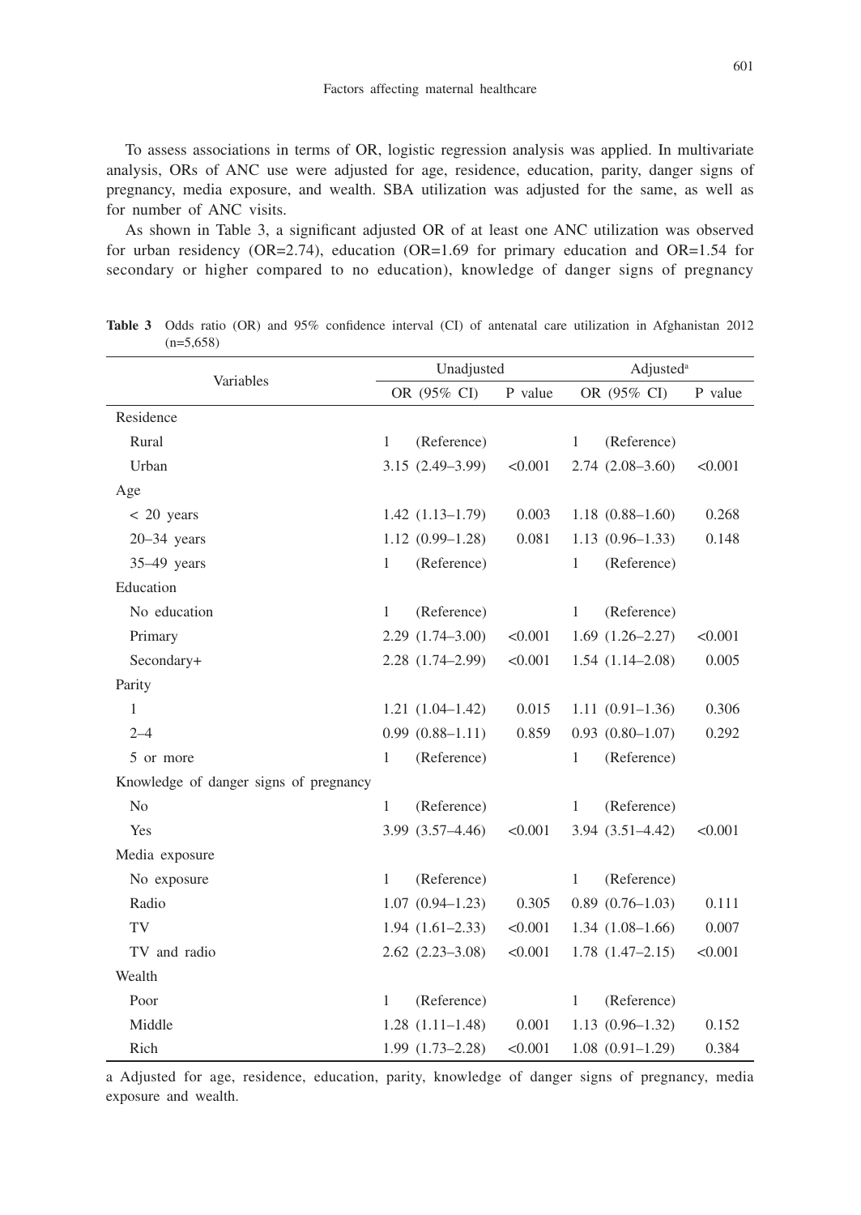To assess associations in terms of OR, logistic regression analysis was applied. In multivariate analysis, ORs of ANC use were adjusted for age, residence, education, parity, danger signs of pregnancy, media exposure, and wealth. SBA utilization was adjusted for the same, as well as for number of ANC visits.

As shown in Table 3, a significant adjusted OR of at least one ANC utilization was observed for urban residency (OR=2.74), education (OR=1.69 for primary education and OR=1.54 for secondary or higher compared to no education), knowledge of danger signs of pregnancy

**Table 3** Odds ratio (OR) and 95% confidence interval (CI) of antenatal care utilization in Afghanistan 2012 (n=5,658)

| Variables | Unadjusted | | Adjusted[a] | |
|---|---|---|---|---|
| | OR (95% CI) | P value | OR (95% CI) | P value |
| Residence | | | | |
| Rural | 1 (Reference) | | 1 (Reference) | |
| Urban | 3.15 (2.49–3.99) | <0.001 | 2.74 (2.08–3.60) | <0.001 |
| Age | | | | |
| < 20 years | 1.42 (1.13–1.79) | 0.003 | 1.18 (0.88–1.60) | 0.268 |
| 20–34 years | 1.12 (0.99–1.28) | 0.081 | 1.13 (0.96–1.33) | 0.148 |
| 35–49 years | 1 (Reference) | | 1 (Reference) | |
| Education | | | | |
| No education | 1 (Reference) | | 1 (Reference) | |
| Primary | 2.29 (1.74–3.00) | <0.001 | 1.69 (1.26–2.27) | <0.001 |
| Secondary+ | 2.28 (1.74–2.99) | <0.001 | 1.54 (1.14–2.08) | 0.005 |
| Parity | | | | |
| 1 | 1.21 (1.04–1.42) | 0.015 | 1.11 (0.91–1.36) | 0.306 |
| 2–4 | 0.99 (0.88–1.11) | 0.859 | 0.93 (0.80–1.07) | 0.292 |
| 5 or more | 1 (Reference) | | 1 (Reference) | |
| Knowledge of danger signs of pregnancy | | | | |
| No | 1 (Reference) | | 1 (Reference) | |
| Yes | 3.99 (3.57–4.46) | <0.001 | 3.94 (3.51–4.42) | <0.001 |
| Media exposure | | | | |
| No exposure | 1 (Reference) | | 1 (Reference) | |
| Radio | 1.07 (0.94–1.23) | 0.305 | 0.89 (0.76–1.03) | 0.111 |
| TV | 1.94 (1.61–2.33) | <0.001 | 1.34 (1.08–1.66) | 0.007 |
| TV and radio | 2.62 (2.23–3.08) | <0.001 | 1.78 (1.47–2.15) | <0.001 |
| Wealth | | | | |
| Poor | 1 (Reference) | | 1 (Reference) | |
| Middle | 1.28 (1.11–1.48) | 0.001 | 1.13 (0.96–1.32) | 0.152 |
| Rich | 1.99 (1.73–2.28) | <0.001 | 1.08 (0.91–1.29) | 0.384 |

a Adjusted for age, residence, education, parity, knowledge of danger signs of pregnancy, media exposure and wealth.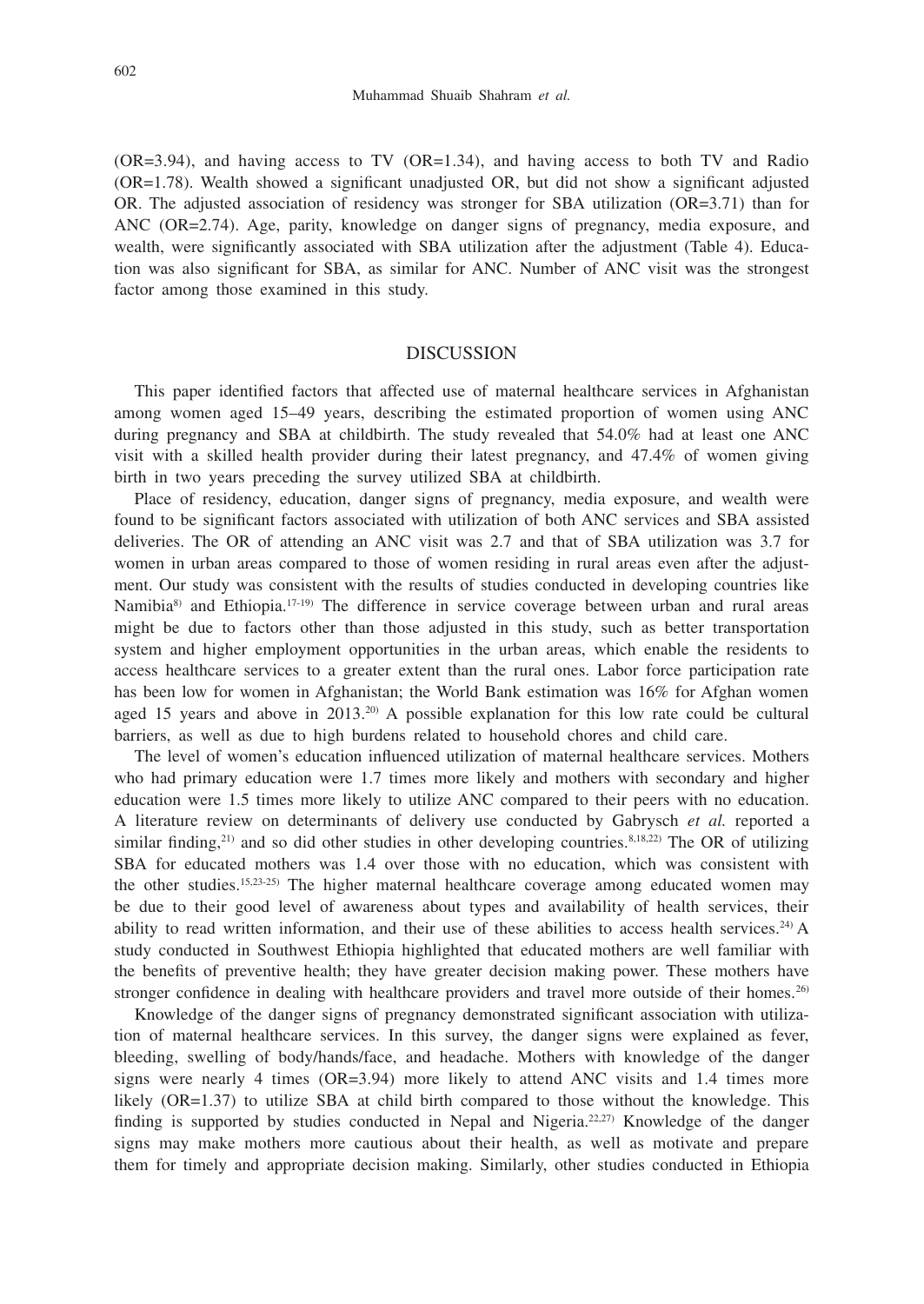(OR=3.94), and having access to TV (OR=1.34), and having access to both TV and Radio (OR=1.78). Wealth showed a significant unadjusted OR, but did not show a significant adjusted OR. The adjusted association of residency was stronger for SBA utilization (OR=3.71) than for ANC (OR=2.74). Age, parity, knowledge on danger signs of pregnancy, media exposure, and wealth, were significantly associated with SBA utilization after the adjustment (Table 4). Education was also significant for SBA, as similar for ANC. Number of ANC visit was the strongest factor among those examined in this study.

## DISCUSSION

This paper identified factors that affected use of maternal healthcare services in Afghanistan among women aged 15–49 years, describing the estimated proportion of women using ANC during pregnancy and SBA at childbirth. The study revealed that 54.0% had at least one ANC visit with a skilled health provider during their latest pregnancy, and 47.4% of women giving birth in two years preceding the survey utilized SBA at childbirth.

Place of residency, education, danger signs of pregnancy, media exposure, and wealth were found to be significant factors associated with utilization of both ANC services and SBA assisted deliveries. The OR of attending an ANC visit was 2.7 and that of SBA utilization was 3.7 for women in urban areas compared to those of women residing in rural areas even after the adjustment. Our study was consistent with the results of studies conducted in developing countries like Namibia[8] and Ethiopia.[17-19] The difference in service coverage between urban and rural areas might be due to factors other than those adjusted in this study, such as better transportation system and higher employment opportunities in the urban areas, which enable the residents to access healthcare services to a greater extent than the rural ones. Labor force participation rate has been low for women in Afghanistan; the World Bank estimation was 16% for Afghan women aged 15 years and above in 2013.[20] A possible explanation for this low rate could be cultural barriers, as well as due to high burdens related to household chores and child care.

The level of women's education influenced utilization of maternal healthcare services. Mothers who had primary education were 1.7 times more likely and mothers with secondary and higher education were 1.5 times more likely to utilize ANC compared to their peers with no education. A literature review on determinants of delivery use conducted by Gabrysch *et al.* reported a similar finding,[21] and so did other studies in other developing countries.[8,18,22] The OR of utilizing SBA for educated mothers was 1.4 over those with no education, which was consistent with the other studies.[15,23-25] The higher maternal healthcare coverage among educated women may be due to their good level of awareness about types and availability of health services, their ability to read written information, and their use of these abilities to access health services.[24] A study conducted in Southwest Ethiopia highlighted that educated mothers are well familiar with the benefits of preventive health; they have greater decision making power. These mothers have stronger confidence in dealing with healthcare providers and travel more outside of their homes.[26]

Knowledge of the danger signs of pregnancy demonstrated significant association with utilization of maternal healthcare services. In this survey, the danger signs were explained as fever, bleeding, swelling of body/hands/face, and headache. Mothers with knowledge of the danger signs were nearly 4 times (OR=3.94) more likely to attend ANC visits and 1.4 times more likely (OR=1.37) to utilize SBA at child birth compared to those without the knowledge. This finding is supported by studies conducted in Nepal and Nigeria.[22,27] Knowledge of the danger signs may make mothers more cautious about their health, as well as motivate and prepare them for timely and appropriate decision making. Similarly, other studies conducted in Ethiopia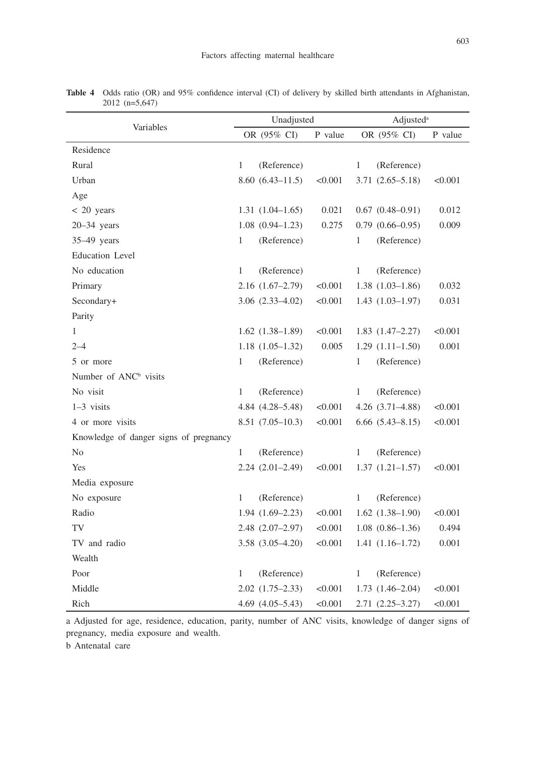**Table 4** Odds ratio (OR) and 95% confidence interval (CI) of delivery by skilled birth attendants in Afghanistan, 2012 (n=5,647)

| Variables | Unadjusted | | Adjusted[a] | |
|---|---|---|---|---|
| | OR (95% CI) | P value | OR (95% CI) | P value |
| Residence | | | | |
| Rural | 1 (Reference) | | 1 (Reference) | |
| Urban | 8.60 (6.43–11.5) | <0.001 | 3.71 (2.65–5.18) | <0.001 |
| Age | | | | |
| < 20 years | 1.31 (1.04–1.65) | 0.021 | 0.67 (0.48–0.91) | 0.012 |
| 20–34 years | 1.08 (0.94–1.23) | 0.275 | 0.79 (0.66–0.95) | 0.009 |
| 35–49 years | 1 (Reference) | | 1 (Reference) | |
| Education Level | | | | |
| No education | 1 (Reference) | | 1 (Reference) | |
| Primary | 2.16 (1.67–2.79) | <0.001 | 1.38 (1.03–1.86) | 0.032 |
| Secondary+ | 3.06 (2.33–4.02) | <0.001 | 1.43 (1.03–1.97) | 0.031 |
| Parity | | | | |
| 1 | 1.62 (1.38–1.89) | <0.001 | 1.83 (1.47–2.27) | <0.001 |
| 2–4 | 1.18 (1.05–1.32) | 0.005 | 1.29 (1.11–1.50) | 0.001 |
| 5 or more | 1 (Reference) | | 1 (Reference) | |
| Number of ANC[b] visits | | | | |
| No visit | 1 (Reference) | | 1 (Reference) | |
| 1–3 visits | 4.84 (4.28–5.48) | <0.001 | 4.26 (3.71–4.88) | <0.001 |
| 4 or more visits | 8.51 (7.05–10.3) | <0.001 | 6.66 (5.43–8.15) | <0.001 |
| Knowledge of danger signs of pregnancy | | | | |
| No | 1 (Reference) | | 1 (Reference) | |
| Yes | 2.24 (2.01–2.49) | <0.001 | 1.37 (1.21–1.57) | <0.001 |
| Media exposure | | | | |
| No exposure | 1 (Reference) | | 1 (Reference) | |
| Radio | 1.94 (1.69–2.23) | <0.001 | 1.62 (1.38–1.90) | <0.001 |
| TV | 2.48 (2.07–2.97) | <0.001 | 1.08 (0.86–1.36) | 0.494 |
| TV and radio | 3.58 (3.05–4.20) | <0.001 | 1.41 (1.16–1.72) | 0.001 |
| Wealth | | | | |
| Poor | 1 (Reference) | | 1 (Reference) | |
| Middle | 2.02 (1.75–2.33) | <0.001 | 1.73 (1.46–2.04) | <0.001 |
| Rich | 4.69 (4.05–5.43) | <0.001 | 2.71 (2.25–3.27) | <0.001 |

a Adjusted for age, residence, education, parity, number of ANC visits, knowledge of danger signs of pregnancy, media exposure and wealth.

b Antenatal care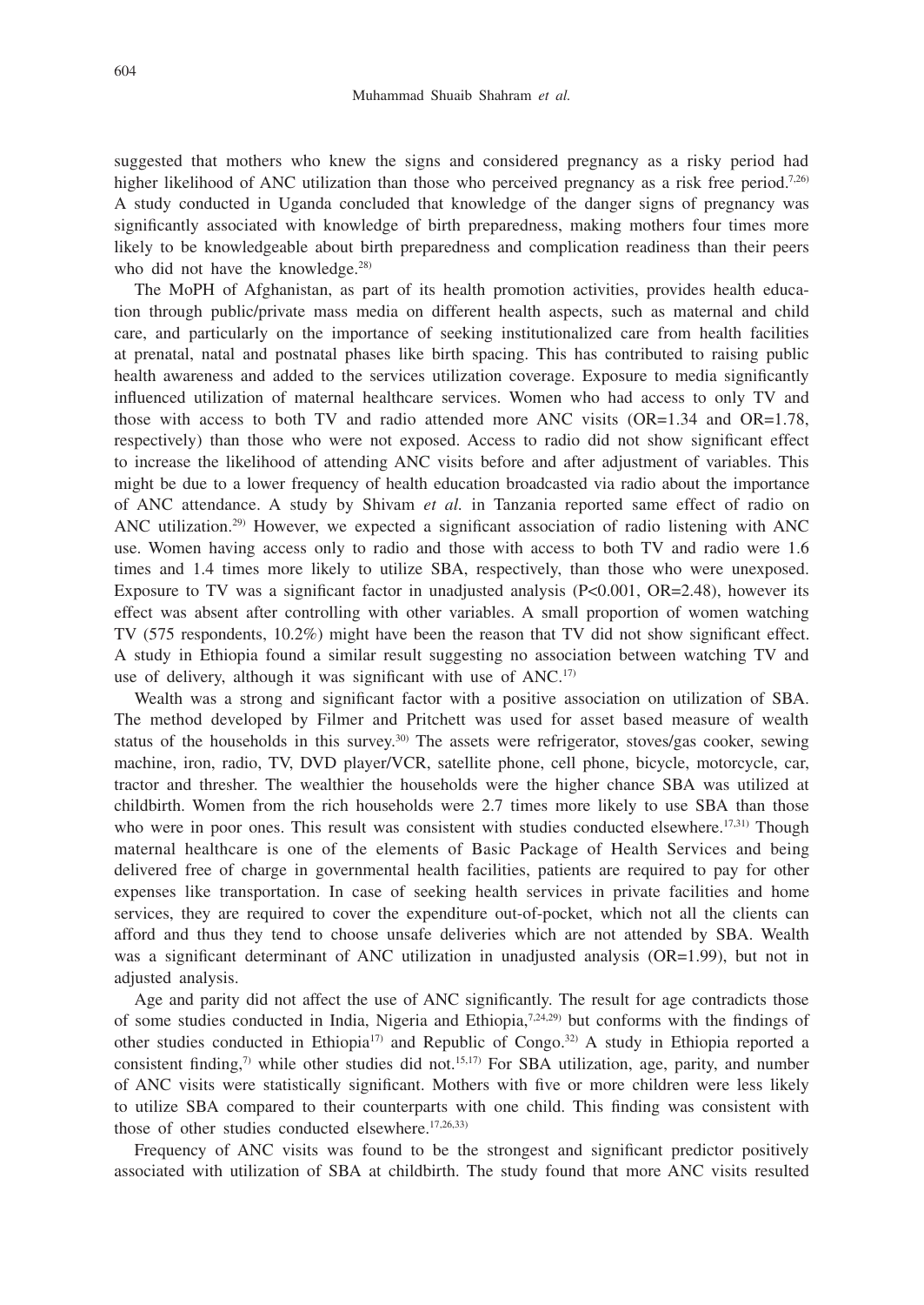suggested that mothers who knew the signs and considered pregnancy as a risky period had higher likelihood of ANC utilization than those who perceived pregnancy as a risk free period.[7,26] A study conducted in Uganda concluded that knowledge of the danger signs of pregnancy was significantly associated with knowledge of birth preparedness, making mothers four times more likely to be knowledgeable about birth preparedness and complication readiness than their peers who did not have the knowledge.[28]

The MoPH of Afghanistan, as part of its health promotion activities, provides health education through public/private mass media on different health aspects, such as maternal and child care, and particularly on the importance of seeking institutionalized care from health facilities at prenatal, natal and postnatal phases like birth spacing. This has contributed to raising public health awareness and added to the services utilization coverage. Exposure to media significantly influenced utilization of maternal healthcare services. Women who had access to only TV and those with access to both TV and radio attended more ANC visits (OR=1.34 and OR=1.78, respectively) than those who were not exposed. Access to radio did not show significant effect to increase the likelihood of attending ANC visits before and after adjustment of variables. This might be due to a lower frequency of health education broadcasted via radio about the importance of ANC attendance. A study by Shivam *et al.* in Tanzania reported same effect of radio on ANC utilization.[29] However, we expected a significant association of radio listening with ANC use. Women having access only to radio and those with access to both TV and radio were 1.6 times and 1.4 times more likely to utilize SBA, respectively, than those who were unexposed. Exposure to TV was a significant factor in unadjusted analysis (P<0.001, OR=2.48), however its effect was absent after controlling with other variables. A small proportion of women watching TV (575 respondents, 10.2%) might have been the reason that TV did not show significant effect. A study in Ethiopia found a similar result suggesting no association between watching TV and use of delivery, although it was significant with use of ANC.[17]

Wealth was a strong and significant factor with a positive association on utilization of SBA. The method developed by Filmer and Pritchett was used for asset based measure of wealth status of the households in this survey.[30] The assets were refrigerator, stoves/gas cooker, sewing machine, iron, radio, TV, DVD player/VCR, satellite phone, cell phone, bicycle, motorcycle, car, tractor and thresher. The wealthier the households were the higher chance SBA was utilized at childbirth. Women from the rich households were 2.7 times more likely to use SBA than those who were in poor ones. This result was consistent with studies conducted elsewhere.[17,31] Though maternal healthcare is one of the elements of Basic Package of Health Services and being delivered free of charge in governmental health facilities, patients are required to pay for other expenses like transportation. In case of seeking health services in private facilities and home services, they are required to cover the expenditure out-of-pocket, which not all the clients can afford and thus they tend to choose unsafe deliveries which are not attended by SBA. Wealth was a significant determinant of ANC utilization in unadjusted analysis (OR=1.99), but not in adjusted analysis.

Age and parity did not affect the use of ANC significantly. The result for age contradicts those of some studies conducted in India, Nigeria and Ethiopia,[7,24,29] but conforms with the findings of other studies conducted in Ethiopia[17] and Republic of Congo.[32] A study in Ethiopia reported a consistent finding,[7] while other studies did not.[15,17] For SBA utilization, age, parity, and number of ANC visits were statistically significant. Mothers with five or more children were less likely to utilize SBA compared to their counterparts with one child. This finding was consistent with those of other studies conducted elsewhere.[17,26,33]

Frequency of ANC visits was found to be the strongest and significant predictor positively associated with utilization of SBA at childbirth. The study found that more ANC visits resulted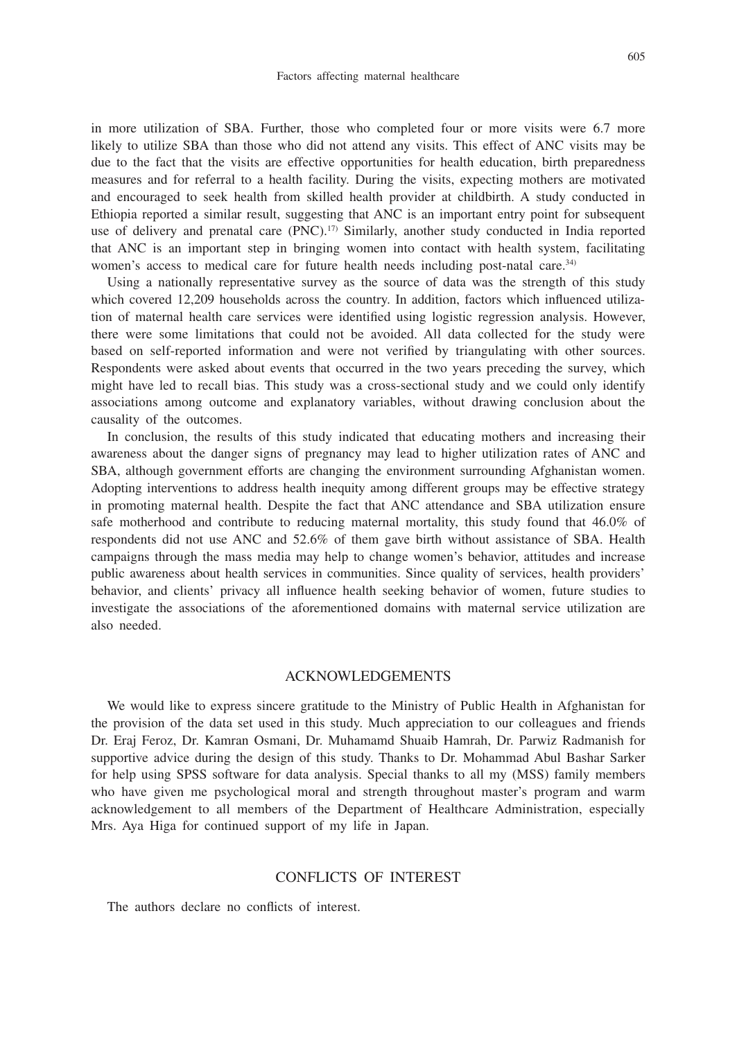in more utilization of SBA. Further, those who completed four or more visits were 6.7 more likely to utilize SBA than those who did not attend any visits. This effect of ANC visits may be due to the fact that the visits are effective opportunities for health education, birth preparedness measures and for referral to a health facility. During the visits, expecting mothers are motivated and encouraged to seek health from skilled health provider at childbirth. A study conducted in Ethiopia reported a similar result, suggesting that ANC is an important entry point for subsequent use of delivery and prenatal care (PNC).[17] Similarly, another study conducted in India reported that ANC is an important step in bringing women into contact with health system, facilitating women's access to medical care for future health needs including post-natal care.[34]

Using a nationally representative survey as the source of data was the strength of this study which covered 12,209 households across the country. In addition, factors which influenced utilization of maternal health care services were identified using logistic regression analysis. However, there were some limitations that could not be avoided. All data collected for the study were based on self-reported information and were not verified by triangulating with other sources. Respondents were asked about events that occurred in the two years preceding the survey, which might have led to recall bias. This study was a cross-sectional study and we could only identify associations among outcome and explanatory variables, without drawing conclusion about the causality of the outcomes.

In conclusion, the results of this study indicated that educating mothers and increasing their awareness about the danger signs of pregnancy may lead to higher utilization rates of ANC and SBA, although government efforts are changing the environment surrounding Afghanistan women. Adopting interventions to address health inequity among different groups may be effective strategy in promoting maternal health. Despite the fact that ANC attendance and SBA utilization ensure safe motherhood and contribute to reducing maternal mortality, this study found that 46.0% of respondents did not use ANC and 52.6% of them gave birth without assistance of SBA. Health campaigns through the mass media may help to change women's behavior, attitudes and increase public awareness about health services in communities. Since quality of services, health providers' behavior, and clients' privacy all influence health seeking behavior of women, future studies to investigate the associations of the aforementioned domains with maternal service utilization are also needed.

## ACKNOWLEDGEMENTS

We would like to express sincere gratitude to the Ministry of Public Health in Afghanistan for the provision of the data set used in this study. Much appreciation to our colleagues and friends Dr. Eraj Feroz, Dr. Kamran Osmani, Dr. Muhamamd Shuaib Hamrah, Dr. Parwiz Radmanish for supportive advice during the design of this study. Thanks to Dr. Mohammad Abul Bashar Sarker for help using SPSS software for data analysis. Special thanks to all my (MSS) family members who have given me psychological moral and strength throughout master's program and warm acknowledgement to all members of the Department of Healthcare Administration, especially Mrs. Aya Higa for continued support of my life in Japan.

## CONFLICTS OF INTEREST

The authors declare no conflicts of interest.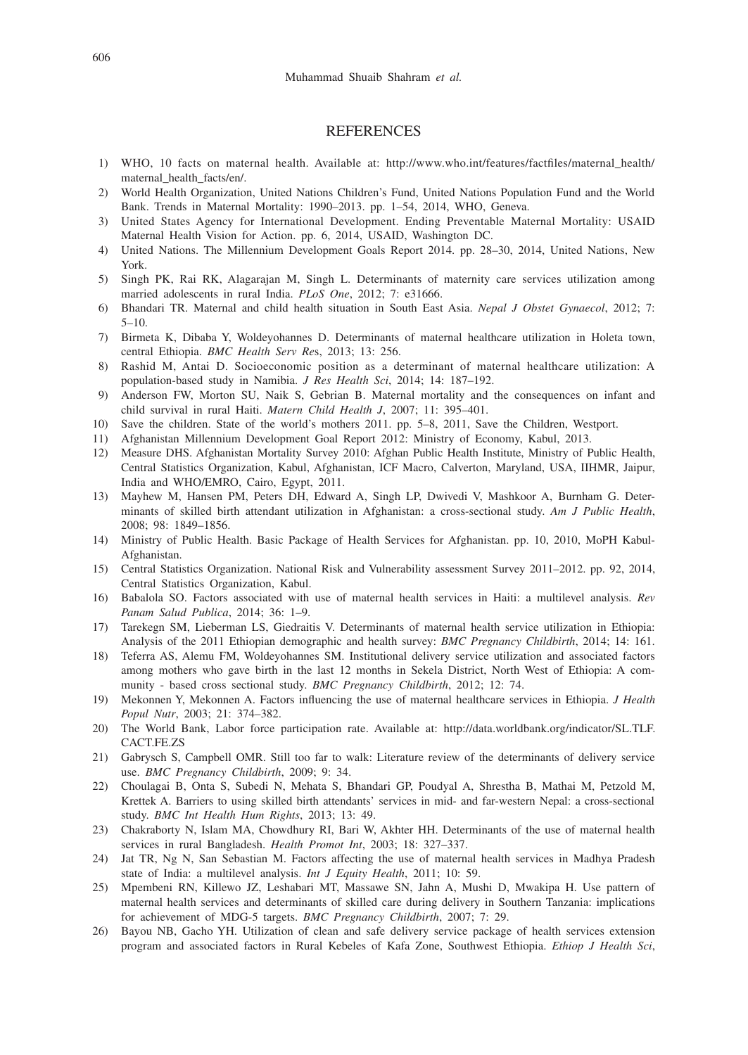## REFERENCES

1) WHO, 10 facts on maternal health. Available at: http://www.who.int/features/factfiles/maternal_health/maternal_health_facts/en/.
2) World Health Organization, United Nations Children's Fund, United Nations Population Fund and the World Bank. Trends in Maternal Mortality: 1990–2013. pp. 1–54, 2014, WHO, Geneva.
3) United States Agency for International Development. Ending Preventable Maternal Mortality: USAID Maternal Health Vision for Action. pp. 6, 2014, USAID, Washington DC.
4) United Nations. The Millennium Development Goals Report 2014. pp. 28–30, 2014, United Nations, New York.
5) Singh PK, Rai RK, Alagarajan M, Singh L. Determinants of maternity care services utilization among married adolescents in rural India. *PLoS One*, 2012; 7: e31666.
6) Bhandari TR. Maternal and child health situation in South East Asia. *Nepal J Obstet Gynaecol*, 2012; 7: 5–10.
7) Birmeta K, Dibaba Y, Woldeyohannes D. Determinants of maternal healthcare utilization in Holeta town, central Ethiopia. *BMC Health Serv Res*, 2013; 13: 256.
8) Rashid M, Antai D. Socioeconomic position as a determinant of maternal healthcare utilization: A population-based study in Namibia. *J Res Health Sci*, 2014; 14: 187–192.
9) Anderson FW, Morton SU, Naik S, Gebrian B. Maternal mortality and the consequences on infant and child survival in rural Haiti. *Matern Child Health J*, 2007; 11: 395–401.
10) Save the children. State of the world's mothers 2011. pp. 5–8, 2011, Save the Children, Westport.
11) Afghanistan Millennium Development Goal Report 2012: Ministry of Economy, Kabul, 2013.
12) Measure DHS. Afghanistan Mortality Survey 2010: Afghan Public Health Institute, Ministry of Public Health, Central Statistics Organization, Kabul, Afghanistan, ICF Macro, Calverton, Maryland, USA, IIHMR, Jaipur, India and WHO/EMRO, Cairo, Egypt, 2011.
13) Mayhew M, Hansen PM, Peters DH, Edward A, Singh LP, Dwivedi V, Mashkoor A, Burnham G. Determinants of skilled birth attendant utilization in Afghanistan: a cross-sectional study. *Am J Public Health*, 2008; 98: 1849–1856.
14) Ministry of Public Health. Basic Package of Health Services for Afghanistan. pp. 10, 2010, MoPH Kabul-Afghanistan.
15) Central Statistics Organization. National Risk and Vulnerability assessment Survey 2011–2012. pp. 92, 2014, Central Statistics Organization, Kabul.
16) Babalola SO. Factors associated with use of maternal health services in Haiti: a multilevel analysis. *Rev Panam Salud Publica*, 2014; 36: 1–9.
17) Tarekegn SM, Lieberman LS, Giedraitis V. Determinants of maternal health service utilization in Ethiopia: Analysis of the 2011 Ethiopian demographic and health survey: *BMC Pregnancy Childbirth*, 2014; 14: 161.
18) Teferra AS, Alemu FM, Woldeyohannes SM. Institutional delivery service utilization and associated factors among mothers who gave birth in the last 12 months in Sekela District, North West of Ethiopia: A community - based cross sectional study. *BMC Pregnancy Childbirth*, 2012; 12: 74.
19) Mekonnen Y, Mekonnen A. Factors influencing the use of maternal healthcare services in Ethiopia. *J Health Popul Nutr*, 2003; 21: 374–382.
20) The World Bank, Labor force participation rate. Available at: http://data.worldbank.org/indicator/SL.TLF.CACT.FE.ZS
21) Gabrysch S, Campbell OMR. Still too far to walk: Literature review of the determinants of delivery service use. *BMC Pregnancy Childbirth*, 2009; 9: 34.
22) Choulagai B, Onta S, Subedi N, Mehata S, Bhandari GP, Poudyal A, Shrestha B, Mathai M, Petzold M, Krettek A. Barriers to using skilled birth attendants' services in mid- and far-western Nepal: a cross-sectional study. *BMC Int Health Hum Rights*, 2013; 13: 49.
23) Chakraborty N, Islam MA, Chowdhury RI, Bari W, Akhter HH. Determinants of the use of maternal health services in rural Bangladesh. *Health Promot Int*, 2003; 18: 327–337.
24) Jat TR, Ng N, San Sebastian M. Factors affecting the use of maternal health services in Madhya Pradesh state of India: a multilevel analysis. *Int J Equity Health*, 2011; 10: 59.
25) Mpembeni RN, Killewo JZ, Leshabari MT, Massawe SN, Jahn A, Mushi D, Mwakipa H. Use pattern of maternal health services and determinants of skilled care during delivery in Southern Tanzania: implications for achievement of MDG-5 targets. *BMC Pregnancy Childbirth*, 2007; 7: 29.
26) Bayou NB, Gacho YH. Utilization of clean and safe delivery service package of health services extension program and associated factors in Rural Kebeles of Kafa Zone, Southwest Ethiopia. *Ethiop J Health Sci*,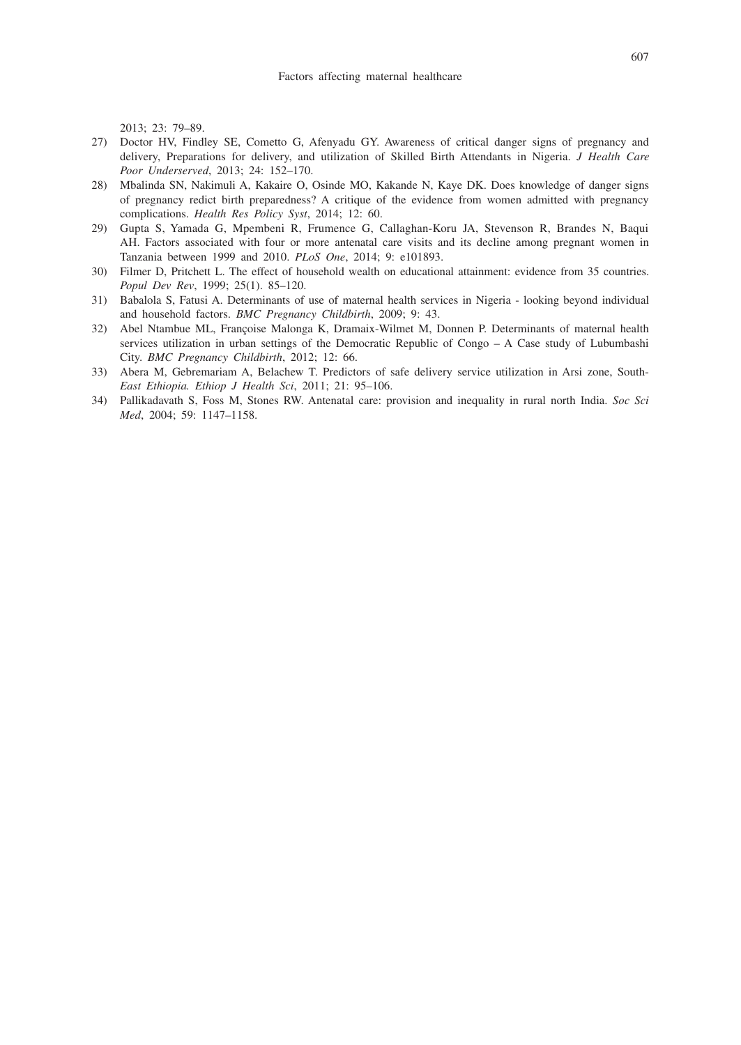2013; 23: 79–89.

27) Doctor HV, Findley SE, Cometto G, Afenyadu GY. Awareness of critical danger signs of pregnancy and delivery, Preparations for delivery, and utilization of Skilled Birth Attendants in Nigeria. *J Health Care Poor Underserved*, 2013; 24: 152–170.

28) Mbalinda SN, Nakimuli A, Kakaire O, Osinde MO, Kakande N, Kaye DK. Does knowledge of danger signs of pregnancy redict birth preparedness? A critique of the evidence from women admitted with pregnancy complications. *Health Res Policy Syst*, 2014; 12: 60.

29) Gupta S, Yamada G, Mpembeni R, Frumence G, Callaghan-Koru JA, Stevenson R, Brandes N, Baqui AH. Factors associated with four or more antenatal care visits and its decline among pregnant women in Tanzania between 1999 and 2010. *PLoS One*, 2014; 9: e101893.

30) Filmer D, Pritchett L. The effect of household wealth on educational attainment: evidence from 35 countries. *Popul Dev Rev*, 1999; 25(1). 85–120.

31) Babalola S, Fatusi A. Determinants of use of maternal health services in Nigeria - looking beyond individual and household factors. *BMC Pregnancy Childbirth*, 2009; 9: 43.

32) Abel Ntambue ML, Françoise Malonga K, Dramaix-Wilmet M, Donnen P. Determinants of maternal health services utilization in urban settings of the Democratic Republic of Congo – A Case study of Lubumbashi City. *BMC Pregnancy Childbirth*, 2012; 12: 66.

33) Abera M, Gebremariam A, Belachew T. Predictors of safe delivery service utilization in Arsi zone, South-*East Ethiopia. Ethiop J Health Sci*, 2011; 21: 95–106.

34) Pallikadavath S, Foss M, Stones RW. Antenatal care: provision and inequality in rural north India. *Soc Sci Med*, 2004; 59: 1147–1158.